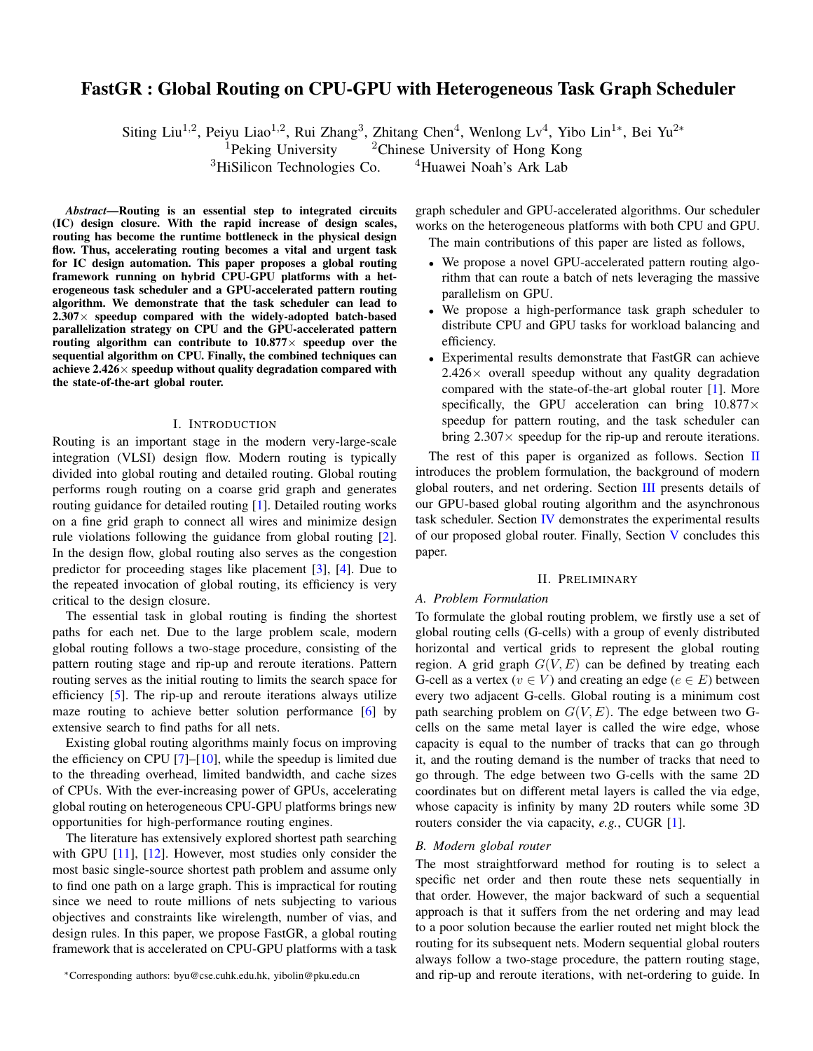# FastGR : Global Routing on CPU-GPU with Heterogeneous Task Graph Scheduler

Siting Liu[1,2], Peiyu Liao[1,2], Rui Zhang[3], Zhitang Chen[4], Wenlong Lv[4], Yibo Lin[1*], Bei Yu[2*]

[1]Peking University [2]Chinese University of Hong Kong

[3]HiSilicon Technologies Co. [4]Huawei Noah's Ark Lab

***Abstract*—Routing is an essential step to integrated circuits (IC) design closure. With the rapid increase of design scales, routing has become the runtime bottleneck in the physical design flow. Thus, accelerating routing becomes a vital and urgent task for IC design automation. This paper proposes a global routing framework running on hybrid CPU-GPU platforms with a heterogeneous task scheduler and a GPU-accelerated pattern routing algorithm. We demonstrate that the task scheduler can lead to 2.307× speedup compared with the widely-adopted batch-based parallelization strategy on CPU and the GPU-accelerated pattern routing algorithm can contribute to 10.877× speedup over the sequential algorithm on CPU. Finally, the combined techniques can achieve 2.426× speedup without quality degradation compared with the state-of-the-art global router.**

## I. Introduction

Routing is an important stage in the modern very-large-scale integration (VLSI) design flow. Modern routing is typically divided into global routing and detailed routing. Global routing performs rough routing on a coarse grid graph and generates routing guidance for detailed routing [1]. Detailed routing works on a fine grid graph to connect all wires and minimize design rule violations following the guidance from global routing [2]. In the design flow, global routing also serves as the congestion predictor for proceeding stages like placement [3], [4]. Due to the repeated invocation of global routing, its efficiency is very critical to the design closure.

The essential task in global routing is finding the shortest paths for each net. Due to the large problem scale, modern global routing follows a two-stage procedure, consisting of the pattern routing stage and rip-up and reroute iterations. Pattern routing serves as the initial routing to limits the search space for efficiency [5]. The rip-up and reroute iterations always utilize maze routing to achieve better solution performance [6] by extensive search to find paths for all nets.

Existing global routing algorithms mainly focus on improving the efficiency on CPU [7]–[10], while the speedup is limited due to the threading overhead, limited bandwidth, and cache sizes of CPUs. With the ever-increasing power of GPUs, accelerating global routing on heterogeneous CPU-GPU platforms brings new opportunities for high-performance routing engines.

The literature has extensively explored shortest path searching with GPU [11], [12]. However, most studies only consider the most basic single-source shortest path problem and assume only to find one path on a large graph. This is impractical for routing since we need to route millions of nets subjecting to various objectives and constraints like wirelength, number of vias, and design rules. In this paper, we propose FastGR, a global routing framework that is accelerated on CPU-GPU platforms with a task graph scheduler and GPU-accelerated algorithms. Our scheduler works on the heterogeneous platforms with both CPU and GPU.

The main contributions of this paper are listed as follows,

- We propose a novel GPU-accelerated pattern routing algorithm that can route a batch of nets leveraging the massive parallelism on GPU.
- We propose a high-performance task graph scheduler to distribute CPU and GPU tasks for workload balancing and efficiency.
- Experimental results demonstrate that FastGR can achieve 2.426× overall speedup without any quality degradation compared with the state-of-the-art global router [1]. More specifically, the GPU acceleration can bring 10.877× speedup for pattern routing, and the task scheduler can bring 2.307× speedup for the rip-up and reroute iterations.

The rest of this paper is organized as follows. Section II introduces the problem formulation, the background of modern global routers, and net ordering. Section III presents details of our GPU-based global routing algorithm and the asynchronous task scheduler. Section IV demonstrates the experimental results of our proposed global router. Finally, Section V concludes this paper.

## II. Preliminary

### A. Problem Formulation

To formulate the global routing problem, we firstly use a set of global routing cells (G-cells) with a group of evenly distributed horizontal and vertical grids to represent the global routing region. A grid graph $G(V, E)$ can be defined by treating each G-cell as a vertex ($v \in V$) and creating an edge ($e \in E$) between every two adjacent G-cells. Global routing is a minimum cost path searching problem on $G(V, E)$. The edge between two G-cells on the same metal layer is called the wire edge, whose capacity is equal to the number of tracks that can go through it, and the routing demand is the number of tracks that need to go through. The edge between two G-cells with the same 2D coordinates but on different metal layers is called the via edge, whose capacity is infinity by many 2D routers while some 3D routers consider the via capacity, *e.g.*, CUGR [1].

### B. Modern global router

The most straightforward method for routing is to select a specific net order and then route these nets sequentially in that order. However, the major backward of such a sequential approach is that it suffers from the net ordering and may lead to a poor solution because the earlier routed net might block the routing for its subsequent nets. Modern sequential global routers always follow a two-stage procedure, the pattern routing stage, and rip-up and reroute iterations, with net-ordering to guide. In

*Corresponding authors: byu@cse.cuhk.edu.hk, yibolin@pku.edu.cn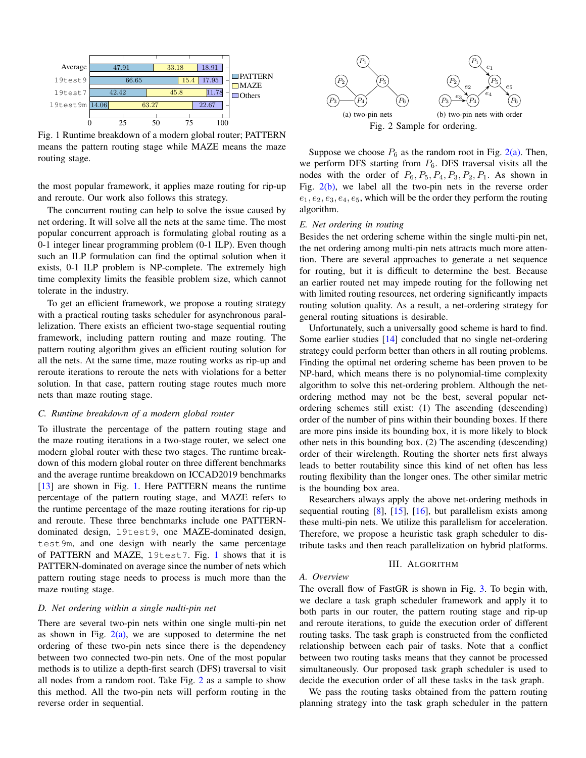Average
19test9
19test7
19test9m
47.91
33.18
18.91
66.65
15.4
17.95
42.42
45.8
11.78
14.06
63.27
22.67
0
25
50
75
100
PATTERN
MAZE
Others

Fig. 1 Runtime breakdown of a modern global router; PATTERN means the pattern routing stage while MAZE means the maze routing stage.

the most popular framework, it applies maze routing for rip-up and reroute. Our work also follows this strategy.

The concurrent routing can help to solve the issue caused by net ordering. It will solve all the nets at the same time. The most popular concurrent approach is formulating global routing as a 0-1 integer linear programming problem (0-1 ILP). Even though such an ILP formulation can find the optimal solution when it exists, 0-1 ILP problem is NP-complete. The extremely high time complexity limits the feasible problem size, which cannot tolerate in the industry.

To get an efficient framework, we propose a routing strategy with a practical routing tasks scheduler for asynchronous parallelization. There exists an efficient two-stage sequential routing framework, including pattern routing and maze routing. The pattern routing algorithm gives an efficient routing solution for all the nets. At the same time, maze routing works as rip-up and reroute iterations to reroute the nets with violations for a better solution. In that case, pattern routing stage routes much more nets than maze routing stage.

### C. Runtime breakdown of a modern global router

To illustrate the percentage of the pattern routing stage and the maze routing iterations in a two-stage router, we select one modern global router with these two stages. The runtime breakdown of this modern global router on three different benchmarks and the average runtime breakdown on ICCAD2019 benchmarks [13] are shown in Fig. 1. Here PATTERN means the runtime percentage of the pattern routing stage, and MAZE refers to the runtime percentage of the maze routing iterations for rip-up and reroute. These three benchmarks include one PATTERN-dominated design, `19test9`, one MAZE-dominated design, `test9m`, and one design with nearly the same percentage of PATTERN and MAZE, `19test7`. Fig. 1 shows that it is PATTERN-dominated on average since the number of nets which pattern routing stage needs to process is much more than the maze routing stage.

### D. Net ordering within a single multi-pin net

There are several two-pin nets within one single multi-pin net as shown in Fig. 2(a), we are supposed to determine the net ordering of these two-pin nets since there is the dependency between two connected two-pin nets. One of the most popular methods is to utilize a depth-first search (DFS) traversal to visit all nodes from a random root. Take Fig. 2 as a sample to show this method. All the two-pin nets will perform routing in the reverse order in sequential.

$P_1$ $P_2$ $P_5$ $P_3$ $P_4$ $P_6$
(a) two-pin nets

$P_1$ $P_2$ $P_5$ $P_3$ $P_4$ $P_6$ $e_1$ $e_2$ $e_3$ $e_4$ $e_5$
(b) two-pin nets with order

Fig. 2 Sample for ordering.

Suppose we choose $P_6$ as the random root in Fig. 2(a). Then, we perform DFS starting from $P_6$. DFS traversal visits all the nodes with the order of $P_6, P_5, P_4, P_3, P_2, P_1$. As shown in Fig. 2(b), we label all the two-pin nets in the reverse order $e_1, e_2, e_3, e_4, e_5$, which will be the order they perform the routing algorithm.

### E. Net ordering in routing

Besides the net ordering scheme within the single multi-pin net, the net ordering among multi-pin nets attracts much more attention. There are several approaches to generate a net sequence for routing, but it is difficult to determine the best. Because an earlier routed net may impede routing for the following net with limited routing resources, net ordering significantly impacts routing solution quality. As a result, a net-ordering strategy for general routing situations is desirable.

Unfortunately, such a universally good scheme is hard to find. Some earlier studies [14] concluded that no single net-ordering strategy could perform better than others in all routing problems. Finding the optimal net ordering scheme has been proven to be NP-hard, which means there is no polynomial-time complexity algorithm to solve this net-ordering problem. Although the net-ordering method may not be the best, several popular net-ordering schemes still exist: (1) The ascending (descending) order of the number of pins within their bounding boxes. If there are more pins inside its bounding box, it is more likely to block other nets in this bounding box. (2) The ascending (descending) order of their wirelength. Routing the shorter nets first always leads to better routability since this kind of net often has less routing flexibility than the longer ones. The other similar metric is the bounding box area.

Researchers always apply the above net-ordering methods in sequential routing [8], [15], [16], but parallelism exists among these multi-pin nets. We utilize this parallelism for acceleration. Therefore, we propose a heuristic task graph scheduler to distribute tasks and then reach parallelization on hybrid platforms.

## III. Algorithm

### A. Overview

The overall flow of FastGR is shown in Fig. 3. To begin with, we declare a task graph scheduler framework and apply it to both parts in our router, the pattern routing stage and rip-up and reroute iterations, to guide the execution order of different routing tasks. The task graph is constructed from the conflicted relationship between each pair of tasks. Note that a conflict between two routing tasks means that they cannot be processed simultaneously. Our proposed task graph scheduler is used to decide the execution order of all these tasks in the task graph.

We pass the routing tasks obtained from the pattern routing planning strategy into the task graph scheduler in the pattern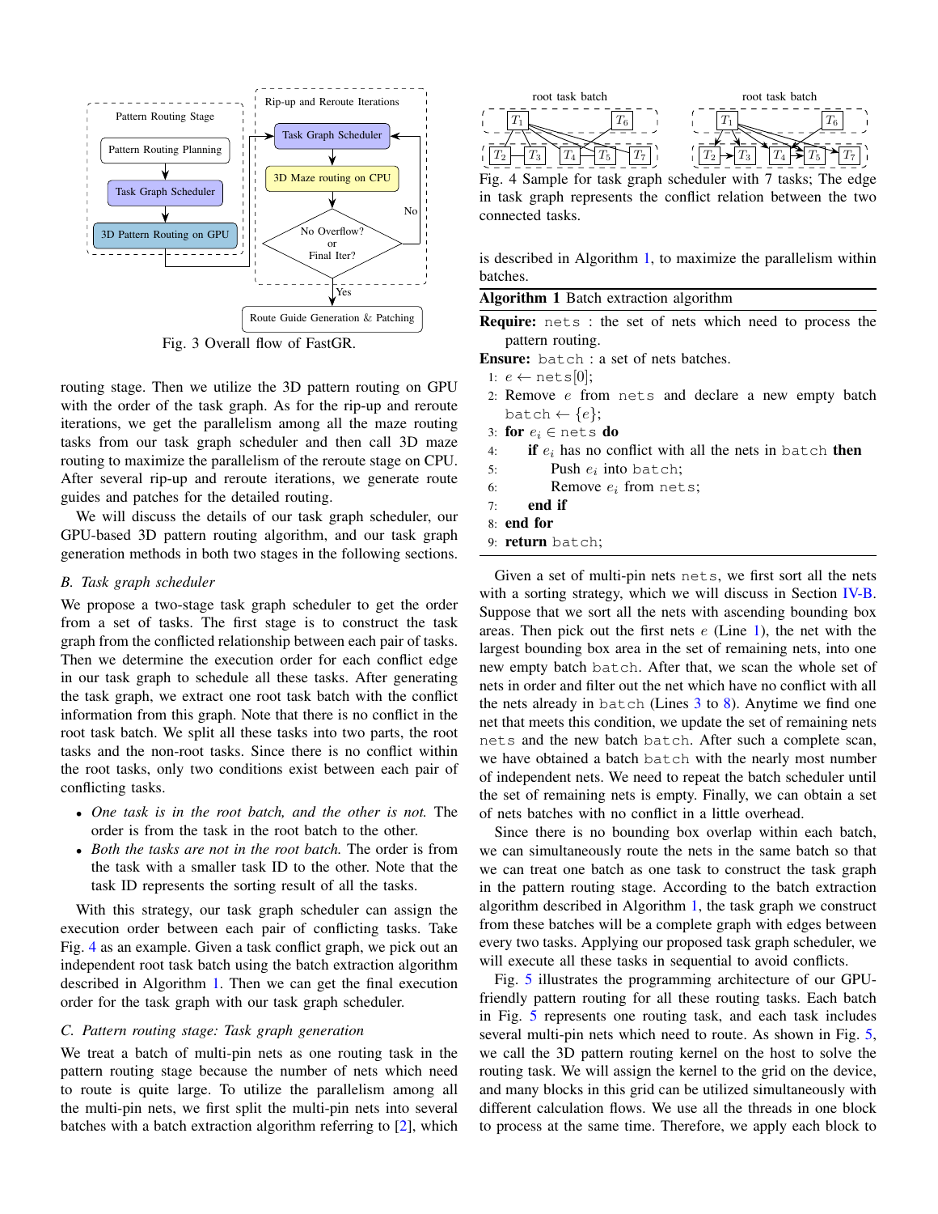Pattern Routing Stage

Pattern Routing Planning

Task Graph Scheduler

3D Pattern Routing on GPU

Rip-up and Reroute Iterations

Task Graph Scheduler

3D Maze routing on CPU

No Overflow? or Final Iter?

No

Yes

Route Guide Generation & Patching

Fig. 3 Overall flow of FastGR.

routing stage. Then we utilize the 3D pattern routing on GPU with the order of the task graph. As for the rip-up and reroute iterations, we get the parallelism among all the maze routing tasks from our task graph scheduler and then call 3D maze routing to maximize the parallelism of the reroute stage on CPU. After several rip-up and reroute iterations, we generate route guides and patches for the detailed routing.

We will discuss the details of our task graph scheduler, our GPU-based 3D pattern routing algorithm, and our task graph generation methods in both two stages in the following sections.

### B. Task graph scheduler

We propose a two-stage task graph scheduler to get the order from a set of tasks. The first stage is to construct the task graph from the conflicted relationship between each pair of tasks. Then we determine the execution order for each conflict edge in our task graph to schedule all these tasks. After generating the task graph, we extract one root task batch with the conflict information from this graph. Note that there is no conflict in the root task batch. We split all these tasks into two parts, the root tasks and the non-root tasks. Since there is no conflict within the root tasks, only two conditions exist between each pair of conflicting tasks.

- *One task is in the root batch, and the other is not.* The order is from the task in the root batch to the other.
- *Both the tasks are not in the root batch.* The order is from the task with a smaller task ID to the other. Note that the task ID represents the sorting result of all the tasks.

With this strategy, our task graph scheduler can assign the execution order between each pair of conflicting tasks. Take Fig. 4 as an example. Given a task conflict graph, we pick out an independent root task batch using the batch extraction algorithm described in Algorithm 1. Then we can get the final execution order for the task graph with our task graph scheduler.

### C. Pattern routing stage: Task graph generation

We treat a batch of multi-pin nets as one routing task in the pattern routing stage because the number of nets which need to route is quite large. To utilize the parallelism among all the multi-pin nets, we first split the multi-pin nets into several batches with a batch extraction algorithm referring to [2], which is described in Algorithm 1, to maximize the parallelism within batches.

root task batch

$T_1$ $T_6$

$T_2$ $T_3$ $T_4$ $T_5$ $T_7$

root task batch

$T_1$ $T_6$

$T_2$ $T_3$ $T_4$ $T_5$ $T_7$

Fig. 4 Sample for task graph scheduler with 7 tasks; The edge in task graph represents the conflict relation between the two connected tasks.

**Algorithm 1** Batch extraction algorithm

**Require:** `nets` : the set of nets which need to process the pattern routing.
**Ensure:** `batch` : a set of nets batches.

1: $e \leftarrow$ `nets`[0];
2: Remove $e$ from `nets` and declare a new empty batch `batch` $\leftarrow \{e\}$;
3: **for** $e_i \in$ `nets` **do**
4: &nbsp;&nbsp;&nbsp;&nbsp;**if** $e_i$ has no conflict with all the nets in `batch` **then**
5: &nbsp;&nbsp;&nbsp;&nbsp;&nbsp;&nbsp;&nbsp;&nbsp;Push $e_i$ into `batch`;
6: &nbsp;&nbsp;&nbsp;&nbsp;&nbsp;&nbsp;&nbsp;&nbsp;Remove $e_i$ from `nets`;
7: &nbsp;&nbsp;&nbsp;&nbsp;**end if**
8: **end for**
9: **return** `batch`;

Given a set of multi-pin nets `nets`, we first sort all the nets with a sorting strategy, which we will discuss in Section IV-B. Suppose that we sort all the nets with ascending bounding box areas. Then pick out the first nets $e$ (Line 1), the net with the largest bounding box area in the set of remaining nets, into one new empty batch `batch`. After that, we scan the whole set of nets in order and filter out the net which have no conflict with all the nets already in `batch` (Lines 3 to 8). Anytime we find one net that meets this condition, we update the set of remaining nets `nets` and the new batch `batch`. After such a complete scan, we have obtained a batch `batch` with the nearly most number of independent nets. We need to repeat the batch scheduler until the set of remaining nets is empty. Finally, we can obtain a set of nets batches with no conflict in a little overhead.

Since there is no bounding box overlap within each batch, we can simultaneously route the nets in the same batch so that we can treat one batch as one task to construct the task graph in the pattern routing stage. According to the batch extraction algorithm described in Algorithm 1, the task graph we construct from these batches will be a complete graph with edges between every two tasks. Applying our proposed task graph scheduler, we will execute all these tasks in sequential to avoid conflicts.

Fig. 5 illustrates the programming architecture of our GPU-friendly pattern routing for all these routing tasks. Each batch in Fig. 5 represents one routing task, and each task includes several multi-pin nets which need to route. As shown in Fig. 5, we call the 3D pattern routing kernel on the host to solve the routing task. We will assign the kernel to the grid on the device, and many blocks in this grid can be utilized simultaneously with different calculation flows. We use all the threads in one block to process at the same time. Therefore, we apply each block to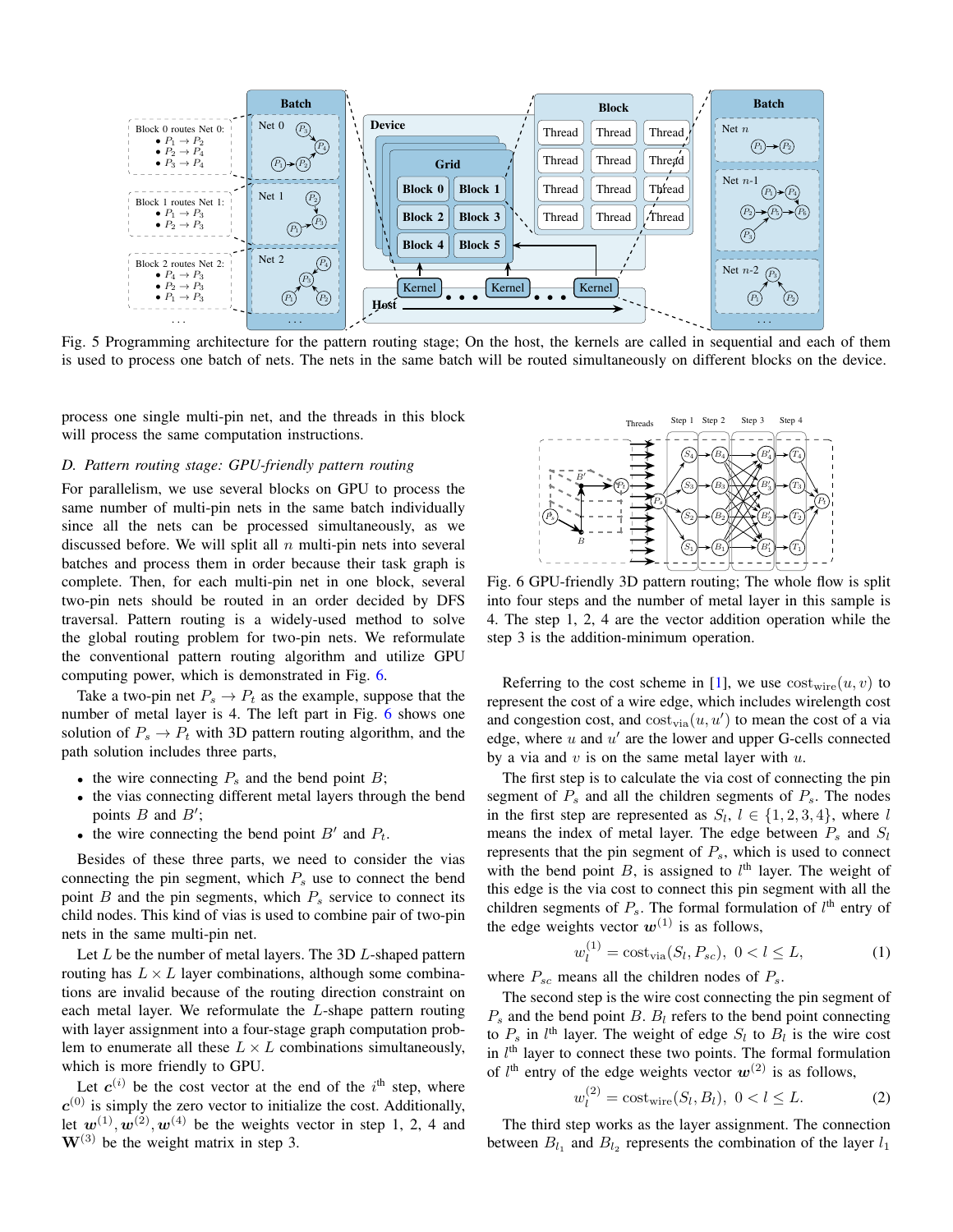Fig. 5 Programming architecture for the pattern routing stage; On the host, the kernels are called in sequential and each of them is used to process one batch of nets. The nets in the same batch will be routed simultaneously on different blocks on the device.

process one single multi-pin net, and the threads in this block will process the same computation instructions.

### D. Pattern routing stage: GPU-friendly pattern routing

For parallelism, we use several blocks on GPU to process the same number of multi-pin nets in the same batch individually since all the nets can be processed simultaneously, as we discussed before. We will split all $n$ multi-pin nets into several batches and process them in order because their task graph is complete. Then, for each multi-pin net in one block, several two-pin nets should be routed in an order decided by DFS traversal. Pattern routing is a widely-used method to solve the global routing problem for two-pin nets. We reformulate the conventional pattern routing algorithm and utilize GPU computing power, which is demonstrated in Fig. 6.

Take a two-pin net $P_s \to P_t$ as the example, suppose that the number of metal layer is 4. The left part in Fig. 6 shows one solution of $P_s \to P_t$ with 3D pattern routing algorithm, and the path solution includes three parts,

- the wire connecting $P_s$ and the bend point $B$;
- the vias connecting different metal layers through the bend points $B$ and $B'$;
- the wire connecting the bend point $B'$ and $P_t$.

Besides of these three parts, we need to consider the vias connecting the pin segment, which $P_s$ use to connect the bend point $B$ and the pin segments, which $P_s$ service to connect its child nodes. This kind of vias is used to combine pair of two-pin nets in the same multi-pin net.

Let $L$ be the number of metal layers. The 3D $L$-shaped pattern routing has $L \times L$ layer combinations, although some combinations are invalid because of the routing direction constraint on each metal layer. We reformulate the $L$-shape pattern routing with layer assignment into a four-stage graph computation problem to enumerate all these $L \times L$ combinations simultaneously, which is more friendly to GPU.

Let $\boldsymbol{c}^{(i)}$ be the cost vector at the end of the $i^{\text{th}}$ step, where $\boldsymbol{c}^{(0)}$ is simply the zero vector to initialize the cost. Additionally, let $\boldsymbol{w}^{(1)}, \boldsymbol{w}^{(2)}, \boldsymbol{w}^{(4)}$ be the weights vector in step 1, 2, 4 and $\mathbf{W}^{(3)}$ be the weight matrix in step 3.

Fig. 6 GPU-friendly 3D pattern routing; The whole flow is split into four steps and the number of metal layer in this sample is 4. The step 1, 2, 4 are the vector addition operation while the step 3 is the addition-minimum operation.

Referring to the cost scheme in [1], we use $\text{cost}_{\text{wire}}(u, v)$ to represent the cost of a wire edge, which includes wirelength cost and congestion cost, and $\text{cost}_{\text{via}}(u, u')$ to mean the cost of a via edge, where $u$ and $u'$ are the lower and upper G-cells connected by a via and $v$ is on the same metal layer with $u$.

The first step is to calculate the via cost of connecting the pin segment of $P_s$ and all the children segments of $P_s$. The nodes in the first step are represented as $S_l$, $l \in \{1, 2, 3, 4\}$, where $l$ means the index of metal layer. The edge between $P_s$ and $S_l$ represents that the pin segment of $P_s$, which is used to connect with the bend point $B$, is assigned to $l^{\text{th}}$ layer. The weight of this edge is the via cost to connect this pin segment with all the children segments of $P_s$. The formal formulation of $l^{\text{th}}$ entry of the edge weights vector $\boldsymbol{w}^{(1)}$ is as follows,

$$w_l^{(1)} = \text{cost}_{\text{via}}(S_l, P_{sc}),\ 0 < l \leq L, \tag{1}$$

where $P_{sc}$ means all the children nodes of $P_s$.

The second step is the wire cost connecting the pin segment of $P_s$ and the bend point $B$. $B_l$ refers to the bend point connecting to $P_s$ in $l^{\text{th}}$ layer. The weight of edge $S_l$ to $B_l$ is the wire cost in $l^{\text{th}}$ layer to connect these two points. The formal formulation of $l^{\text{th}}$ entry of the edge weights vector $\boldsymbol{w}^{(2)}$ is as follows,

$$w_l^{(2)} = \text{cost}_{\text{wire}}(S_l, B_l),\ 0 < l \leq L. \tag{2}$$

The third step works as the layer assignment. The connection between $B_{l_1}$ and $B_{l_2}$ represents the combination of the layer $l_1$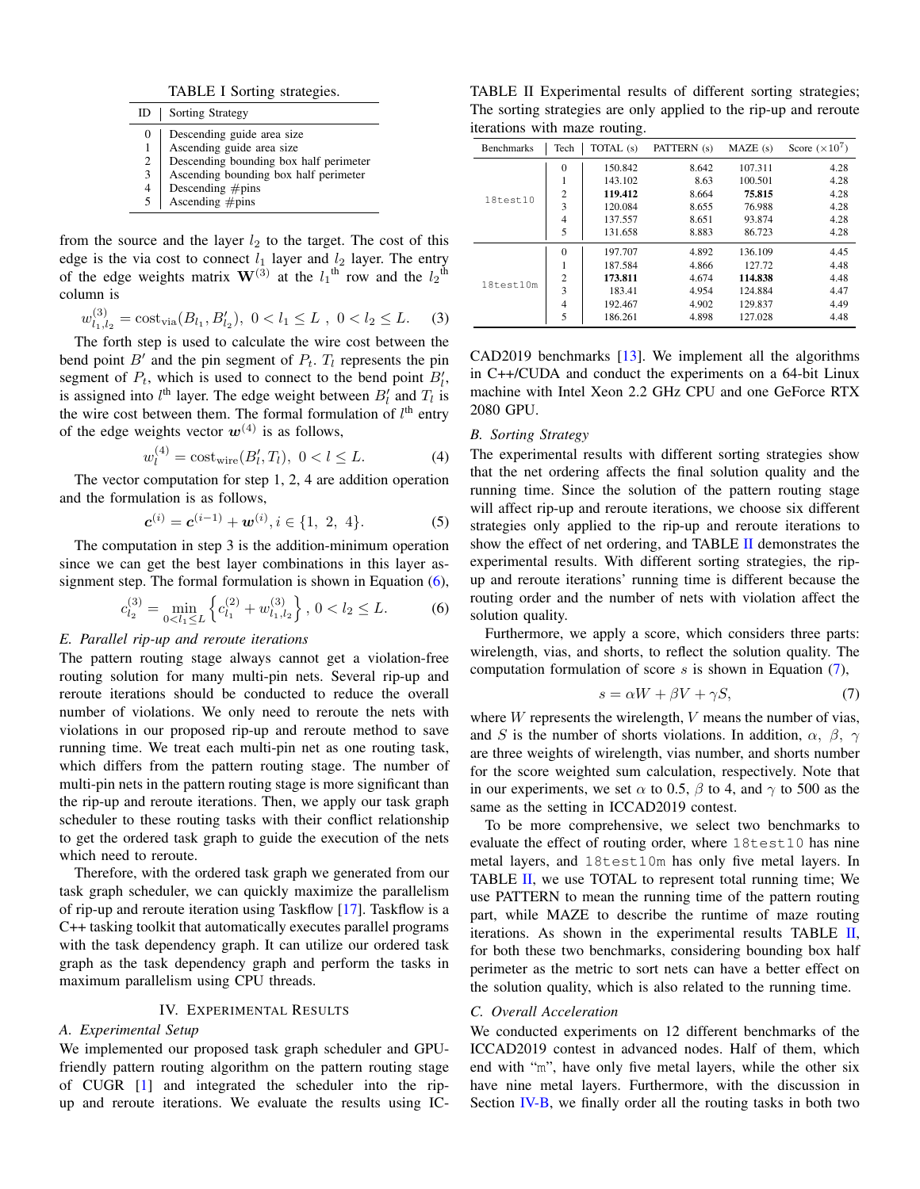TABLE I Sorting strategies.

| ID | Sorting Strategy |
|---|---|
| 0 | Descending guide area size |
| 1 | Ascending guide area size |
| 2 | Descending bounding box half perimeter |
| 3 | Ascending bounding box half perimeter |
| 4 | Descending #pins |
| 5 | Ascending #pins |

from the source and the layer $l_2$ to the target. The cost of this edge is the via cost to connect $l_1$ layer and $l_2$ layer. The entry of the edge weights matrix $\mathbf{W}^{(3)}$ at the $l_1^{\text{th}}$ row and the $l_2^{\text{th}}$ column is

$$w_{l_1,l_2}^{(3)} = \text{cost}_{\text{via}}(B_{l_1}, B'_{l_2}),\ 0 < l_1 \leq L\ ,\ 0 < l_2 \leq L. \tag{3}$$

The forth step is used to calculate the wire cost between the bend point $B'$ and the pin segment of $P_t$. $T_l$ represents the pin segment of $P_t$, which is used to connect to the bend point $B'_l$, is assigned into $l^{\text{th}}$ layer. The edge weight between $B'_l$ and $T_l$ is the wire cost between them. The formal formulation of $l^{\text{th}}$ entry of the edge weights vector $\boldsymbol{w}^{(4)}$ is as follows,

$$w_l^{(4)} = \text{cost}_{\text{wire}}(B'_l, T_l),\ 0 < l \leq L. \tag{4}$$

The vector computation for step 1, 2, 4 are addition operation and the formulation is as follows,

$$\boldsymbol{c}^{(i)} = \boldsymbol{c}^{(i-1)} + \boldsymbol{w}^{(i)}, i \in \{1,\ 2,\ 4\}. \tag{5}$$

The computation in step 3 is the addition-minimum operation since we can get the best layer combinations in this layer assignment step. The formal formulation is shown in Equation (6),

$$c_{l_2}^{(3)} = \min_{0<l_1 \leq L} \left\{ c_{l_1}^{(2)} + w_{l_1,l_2}^{(3)} \right\},\ 0 < l_2 \leq L. \tag{6}$$

### E. Parallel rip-up and reroute iterations

The pattern routing stage always cannot get a violation-free routing solution for many multi-pin nets. Several rip-up and reroute iterations should be conducted to reduce the overall number of violations. We only need to reroute the nets with violations in our proposed rip-up and reroute method to save running time. We treat each multi-pin net as one routing task, which differs from the pattern routing stage. The number of multi-pin nets in the pattern routing stage is more significant than the rip-up and reroute iterations. Then, we apply our task graph scheduler to these routing tasks with their conflict relationship to get the ordered task graph to guide the execution of the nets which need to reroute.

Therefore, with the ordered task graph we generated from our task graph scheduler, we can quickly maximize the parallelism of rip-up and reroute iteration using Taskflow [17]. Taskflow is a C++ tasking toolkit that automatically executes parallel programs with the task dependency graph. It can utilize our ordered task graph as the task dependency graph and perform the tasks in maximum parallelism using CPU threads.

## IV. Experimental Results

### A. Experimental Setup

We implemented our proposed task graph scheduler and GPU-friendly pattern routing algorithm on the pattern routing stage of CUGR [1] and integrated the scheduler into the rip-up and reroute iterations. We evaluate the results using ICCAD2019 benchmarks [13]. We implement all the algorithms in C++/CUDA and conduct the experiments on a 64-bit Linux machine with Intel Xeon 2.2 GHz CPU and one GeForce RTX 2080 GPU.

TABLE II Experimental results of different sorting strategies; The sorting strategies are only applied to the rip-up and reroute iterations with maze routing.

| Benchmarks | Tech | TOTAL (s) | PATTERN (s) | MAZE (s) | Score ($\times 10^7$) |
|---|---|---|---|---|---|
| 18test10 | 0 | 150.842 | 8.642 | 107.311 | 4.28 |
| | 1 | 143.102 | 8.63 | 100.501 | 4.28 |
| | 2 | **119.412** | 8.664 | **75.815** | 4.28 |
| | 3 | 120.084 | 8.655 | 76.988 | 4.28 |
| | 4 | 137.557 | 8.651 | 93.874 | 4.28 |
| | 5 | 131.658 | 8.883 | 86.723 | 4.28 |
| 18test10m | 0 | 197.707 | 4.892 | 136.109 | 4.45 |
| | 1 | 187.584 | 4.866 | 127.72 | 4.48 |
| | 2 | **173.811** | 4.674 | **114.838** | 4.48 |
| | 3 | 183.41 | 4.954 | 124.884 | 4.47 |
| | 4 | 192.467 | 4.902 | 129.837 | 4.49 |
| | 5 | 186.261 | 4.898 | 127.028 | 4.48 |

### B. Sorting Strategy

The experimental results with different sorting strategies show that the net ordering affects the final solution quality and the running time. Since the solution of the pattern routing stage will affect rip-up and reroute iterations, we choose six different strategies only applied to the rip-up and reroute iterations to show the effect of net ordering, and TABLE II demonstrates the experimental results. With different sorting strategies, the rip-up and reroute iterations' running time is different because the routing order and the number of nets with violation affect the solution quality.

Furthermore, we apply a score, which considers three parts: wirelength, vias, and shorts, to reflect the solution quality. The computation formulation of score $s$ is shown in Equation (7),

$$s = \alpha W + \beta V + \gamma S, \tag{7}$$

where $W$ represents the wirelength, $V$ means the number of vias, and $S$ is the number of shorts violations. In addition, $\alpha$, $\beta$, $\gamma$ are three weights of wirelength, vias number, and shorts number for the score weighted sum calculation, respectively. Note that in our experiments, we set $\alpha$ to 0.5, $\beta$ to 4, and $\gamma$ to 500 as the same as the setting in ICCAD2019 contest.

To be more comprehensive, we select two benchmarks to evaluate the effect of routing order, where `18test10` has nine metal layers, and `18test10m` has only five metal layers. In TABLE II, we use TOTAL to represent total running time; We use PATTERN to mean the running time of the pattern routing part, while MAZE to describe the runtime of maze routing iterations. As shown in the experimental results TABLE II, for both these two benchmarks, considering bounding box half perimeter as the metric to sort nets can have a better effect on the solution quality, which is also related to the running time.

### C. Overall Acceleration

We conducted experiments on 12 different benchmarks of the ICCAD2019 contest in advanced nodes. Half of them, which end with "m", have only five metal layers, while the other six have nine metal layers. Furthermore, with the discussion in Section IV-B, we finally order all the routing tasks in both two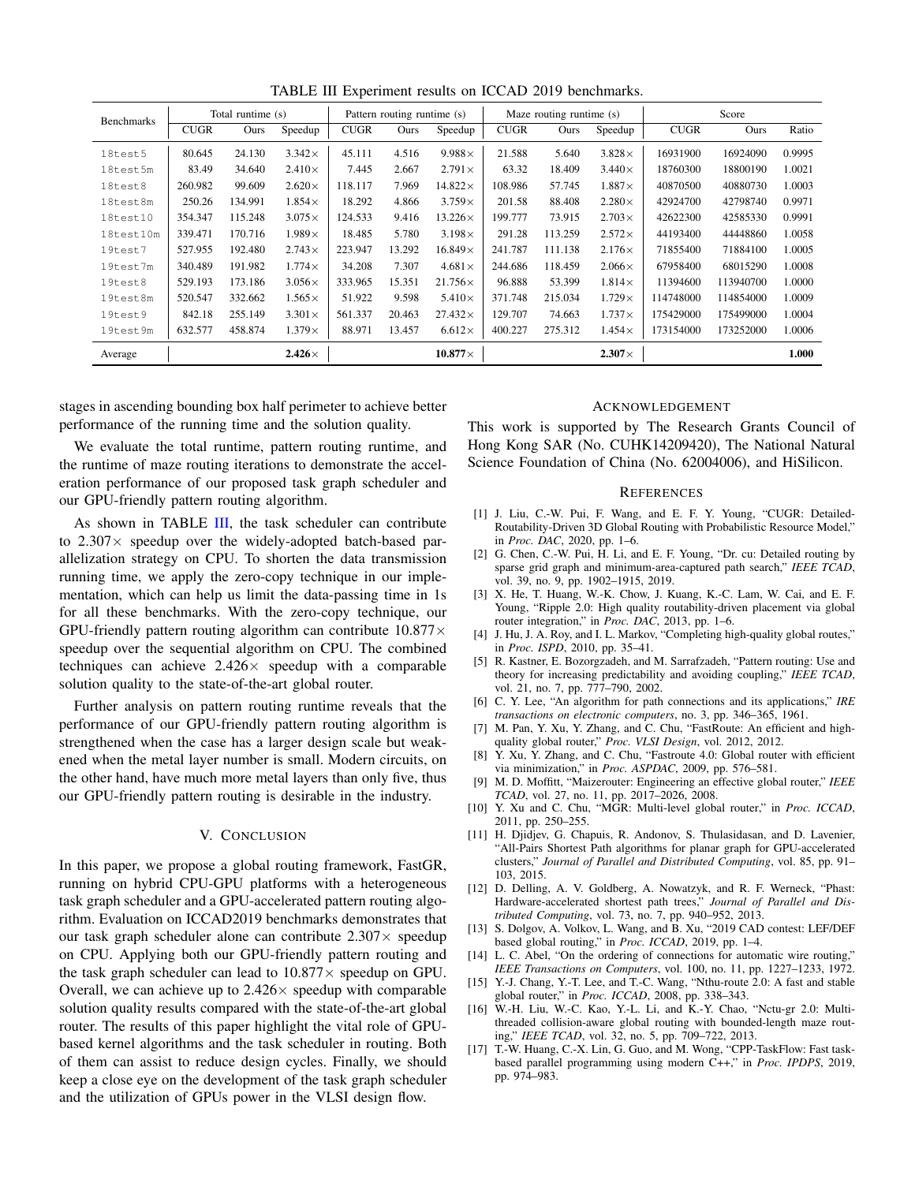TABLE III Experiment results on ICCAD 2019 benchmarks.

| Benchmarks | Total runtime (s) | | | Pattern routing runtime (s) | | | Maze routing runtime (s) | | | Score | | |
|---|---|---|---|---|---|---|---|---|---|---|---|---|
| | CUGR | Ours | Speedup | CUGR | Ours | Speedup | CUGR | Ours | Speedup | CUGR | Ours | Ratio |
| 18test5 | 80.645 | 24.130 | 3.342× | 45.111 | 4.516 | 9.988× | 21.588 | 5.640 | 3.828× | 16931900 | 16924090 | 0.9995 |
| 18test5m | 83.49 | 34.640 | 2.410× | 7.445 | 2.667 | 2.791× | 63.32 | 18.409 | 3.440× | 18760300 | 18800190 | 1.0021 |
| 18test8 | 260.982 | 99.609 | 2.620× | 118.117 | 7.969 | 14.822× | 108.986 | 57.745 | 1.887× | 40870500 | 40880730 | 1.0003 |
| 18test8m | 250.26 | 134.991 | 1.854× | 18.292 | 4.866 | 3.759× | 201.58 | 88.408 | 2.280× | 42924700 | 42798740 | 0.9971 |
| 18test10 | 354.347 | 115.248 | 3.075× | 124.533 | 9.416 | 13.226× | 199.777 | 73.915 | 2.703× | 42622300 | 42585330 | 0.9991 |
| 18test10m | 339.471 | 170.716 | 1.989× | 18.485 | 5.780 | 3.198× | 291.28 | 113.259 | 2.572× | 44193400 | 44448860 | 1.0058 |
| 19test7 | 527.955 | 192.480 | 2.743× | 223.947 | 13.292 | 16.849× | 241.787 | 111.138 | 2.176× | 71855400 | 71884100 | 1.0005 |
| 19test7m | 340.489 | 191.982 | 1.774× | 34.208 | 7.307 | 4.681× | 244.686 | 118.459 | 2.066× | 67958400 | 68015290 | 1.0008 |
| 19test8 | 529.193 | 173.186 | 3.056× | 333.965 | 15.351 | 21.756× | 96.888 | 53.399 | 1.814× | 11394600 | 113940700 | 1.0000 |
| 19test8m | 520.547 | 332.662 | 1.565× | 51.922 | 9.598 | 5.410× | 371.748 | 215.034 | 1.729× | 114748000 | 114854000 | 1.0009 |
| 19test9 | 842.18 | 255.149 | 3.301× | 561.337 | 20.463 | 27.432× | 129.707 | 74.663 | 1.737× | 175429000 | 175499000 | 1.0004 |
| 19test9m | 632.577 | 458.874 | 1.379× | 88.971 | 13.457 | 6.612× | 400.227 | 275.312 | 1.454× | 173154000 | 173252000 | 1.0006 |
| Average | | | **2.426×** | | | **10.877×** | | | **2.307×** | | | **1.000** |

stages in ascending bounding box half perimeter to achieve better performance of the running time and the solution quality.

We evaluate the total runtime, pattern routing runtime, and the runtime of maze routing iterations to demonstrate the acceleration performance of our proposed task graph scheduler and our GPU-friendly pattern routing algorithm.

As shown in TABLE III, the task scheduler can contribute to 2.307× speedup over the widely-adopted batch-based parallelization strategy on CPU. To shorten the data transmission running time, we apply the zero-copy technique in our implementation, which can help us limit the data-passing time in 1s for all these benchmarks. With the zero-copy technique, our GPU-friendly pattern routing algorithm can contribute 10.877× speedup over the sequential algorithm on CPU. The combined techniques can achieve 2.426× speedup with a comparable solution quality to the state-of-the-art global router.

Further analysis on pattern routing runtime reveals that the performance of our GPU-friendly pattern routing algorithm is strengthened when the case has a larger design scale but weakened when the metal layer number is small. Modern circuits, on the other hand, have much more metal layers than only five, thus our GPU-friendly pattern routing is desirable in the industry.

## V. Conclusion

In this paper, we propose a global routing framework, FastGR, running on hybrid CPU-GPU platforms with a heterogeneous task graph scheduler and a GPU-accelerated pattern routing algorithm. Evaluation on ICCAD2019 benchmarks demonstrates that our task graph scheduler alone can contribute 2.307× speedup on CPU. Applying both our GPU-friendly pattern routing and the task graph scheduler can lead to 10.877× speedup on GPU. Overall, we can achieve up to 2.426× speedup with comparable solution quality results compared with the state-of-the-art global router. The results of this paper highlight the vital role of GPU-based kernel algorithms and the task scheduler in routing. Both of them can assist to reduce design cycles. Finally, we should keep a close eye on the development of the task graph scheduler and the utilization of GPUs power in the VLSI design flow.

## Acknowledgement

This work is supported by The Research Grants Council of Hong Kong SAR (No. CUHK14209420), The National Natural Science Foundation of China (No. 62004006), and HiSilicon.

## References

[1] J. Liu, C.-W. Pui, F. Wang, and E. F. Y. Young, "CUGR: Detailed-Routability-Driven 3D Global Routing with Probabilistic Resource Model," in *Proc. DAC*, 2020, pp. 1–6.

[2] G. Chen, C.-W. Pui, H. Li, and E. F. Young, "Dr. cu: Detailed routing by sparse grid graph and minimum-area-captured path search," *IEEE TCAD*, vol. 39, no. 9, pp. 1902–1915, 2019.

[3] X. He, T. Huang, W.-K. Chow, J. Kuang, K.-C. Lam, W. Cai, and E. F. Young, "Ripple 2.0: High quality routability-driven placement via global router integration," in *Proc. DAC*, 2013, pp. 1–6.

[4] J. Hu, J. A. Roy, and I. L. Markov, "Completing high-quality global routes," in *Proc. ISPD*, 2010, pp. 35–41.

[5] R. Kastner, E. Bozorgzadeh, and M. Sarrafzadeh, "Pattern routing: Use and theory for increasing predictability and avoiding coupling," *IEEE TCAD*, vol. 21, no. 7, pp. 777–790, 2002.

[6] C. Y. Lee, "An algorithm for path connections and its applications," *IRE transactions on electronic computers*, no. 3, pp. 346–365, 1961.

[7] M. Pan, Y. Xu, Y. Zhang, and C. Chu, "FastRoute: An efficient and high-quality global router," *Proc. VLSI Design*, vol. 2012, 2012.

[8] Y. Xu, Y. Zhang, and C. Chu, "Fastroute 4.0: Global router with efficient via minimization," in *Proc. ASPDAC*, 2009, pp. 576–581.

[9] M. D. Moffitt, "Maizerouter: Engineering an effective global router," *IEEE TCAD*, vol. 27, no. 11, pp. 2017–2026, 2008.

[10] Y. Xu and C. Chu, "MGR: Multi-level global router," in *Proc. ICCAD*, 2011, pp. 250–255.

[11] H. Djidjev, G. Chapuis, R. Andonov, S. Thulasidasan, and D. Lavenier, "All-Pairs Shortest Path algorithms for planar graph for GPU-accelerated clusters," *Journal of Parallel and Distributed Computing*, vol. 85, pp. 91–103, 2015.

[12] D. Delling, A. V. Goldberg, A. Nowatzyk, and R. F. Werneck, "Phast: Hardware-accelerated shortest path trees," *Journal of Parallel and Distributed Computing*, vol. 73, no. 7, pp. 940–952, 2013.

[13] S. Dolgov, A. Volkov, L. Wang, and B. Xu, "2019 CAD contest: LEF/DEF based global routing," in *Proc. ICCAD*, 2019, pp. 1–4.

[14] L. C. Abel, "On the ordering of connections for automatic wire routing," *IEEE Transactions on Computers*, vol. 100, no. 11, pp. 1227–1233, 1972.

[15] Y.-J. Chang, Y.-T. Lee, and T.-C. Wang, "Nthu-route 2.0: A fast and stable global router," in *Proc. ICCAD*, 2008, pp. 338–343.

[16] W.-H. Liu, W.-C. Kao, Y.-L. Li, and K.-Y. Chao, "Nctu-gr 2.0: Multithreaded collision-aware global routing with bounded-length maze routing," *IEEE TCAD*, vol. 32, no. 5, pp. 709–722, 2013.

[17] T.-W. Huang, C.-X. Lin, G. Guo, and M. Wong, "CPP-TaskFlow: Fast task-based parallel programming using modern C++," in *Proc. IPDPS*, 2019, pp. 974–983.